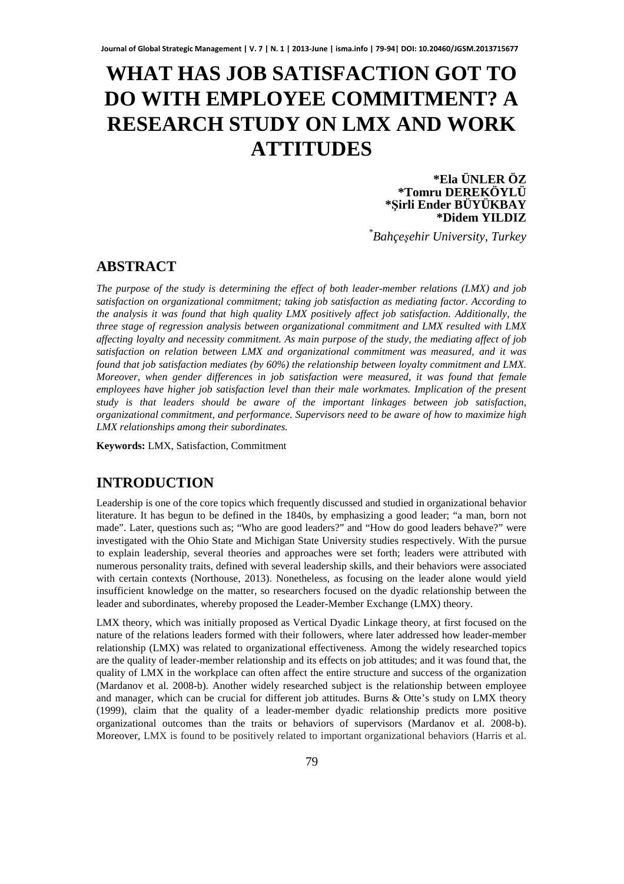# WHAT HAS JOB SATISFACTION GOT TO DO WITH EMPLOYEE COMMITMENT? A RESEARCH STUDY ON LMX AND WORK ATTITUDES

**\*Ela ÜNLER ÖZ**
**\*Tomru DEREKÖYLÜ**
**\*Şirli Ender BÜYÜKBAY**
**\*Didem YILDIZ**

*\*Bahçeşehir University, Turkey*

## ABSTRACT

*The purpose of the study is determining the effect of both leader-member relations (LMX) and job satisfaction on organizational commitment; taking job satisfaction as mediating factor. According to the analysis it was found that high quality LMX positively affect job satisfaction. Additionally, the three stage of regression analysis between organizational commitment and LMX resulted with LMX affecting loyalty and necessity commitment. As main purpose of the study, the mediating affect of job satisfaction on relation between LMX and organizational commitment was measured, and it was found that job satisfaction mediates (by 60%) the relationship between loyalty commitment and LMX. Moreover, when gender differences in job satisfaction were measured, it was found that female employees have higher job satisfaction level than their male workmates. Implication of the present study is that leaders should be aware of the important linkages between job satisfaction, organizational commitment, and performance. Supervisors need to be aware of how to maximize high LMX relationships among their subordinates.*

**Keywords:** LMX, Satisfaction, Commitment

## INTRODUCTION

Leadership is one of the core topics which frequently discussed and studied in organizational behavior literature. It has begun to be defined in the 1840s, by emphasizing a good leader; "a man, born not made". Later, questions such as; "Who are good leaders?" and "How do good leaders behave?" were investigated with the Ohio State and Michigan State University studies respectively. With the pursue to explain leadership, several theories and approaches were set forth; leaders were attributed with numerous personality traits, defined with several leadership skills, and their behaviors were associated with certain contexts (Northouse, 2013). Nonetheless, as focusing on the leader alone would yield insufficient knowledge on the matter, so researchers focused on the dyadic relationship between the leader and subordinates, whereby proposed the Leader-Member Exchange (LMX) theory.

LMX theory, which was initially proposed as Vertical Dyadic Linkage theory, at first focused on the nature of the relations leaders formed with their followers, where later addressed how leader-member relationship (LMX) was related to organizational effectiveness. Among the widely researched topics are the quality of leader-member relationship and its effects on job attitudes; and it was found that, the quality of LMX in the workplace can often affect the entire structure and success of the organization (Mardanov et al. 2008-b). Another widely researched subject is the relationship between employee and manager, which can be crucial for different job attitudes. Burns & Otte's study on LMX theory (1999), claim that the quality of a leader-member dyadic relationship predicts more positive organizational outcomes than the traits or behaviors of supervisors (Mardanov et al. 2008-b). Moreover, LMX is found to be positively related to important organizational behaviors (Harris et al.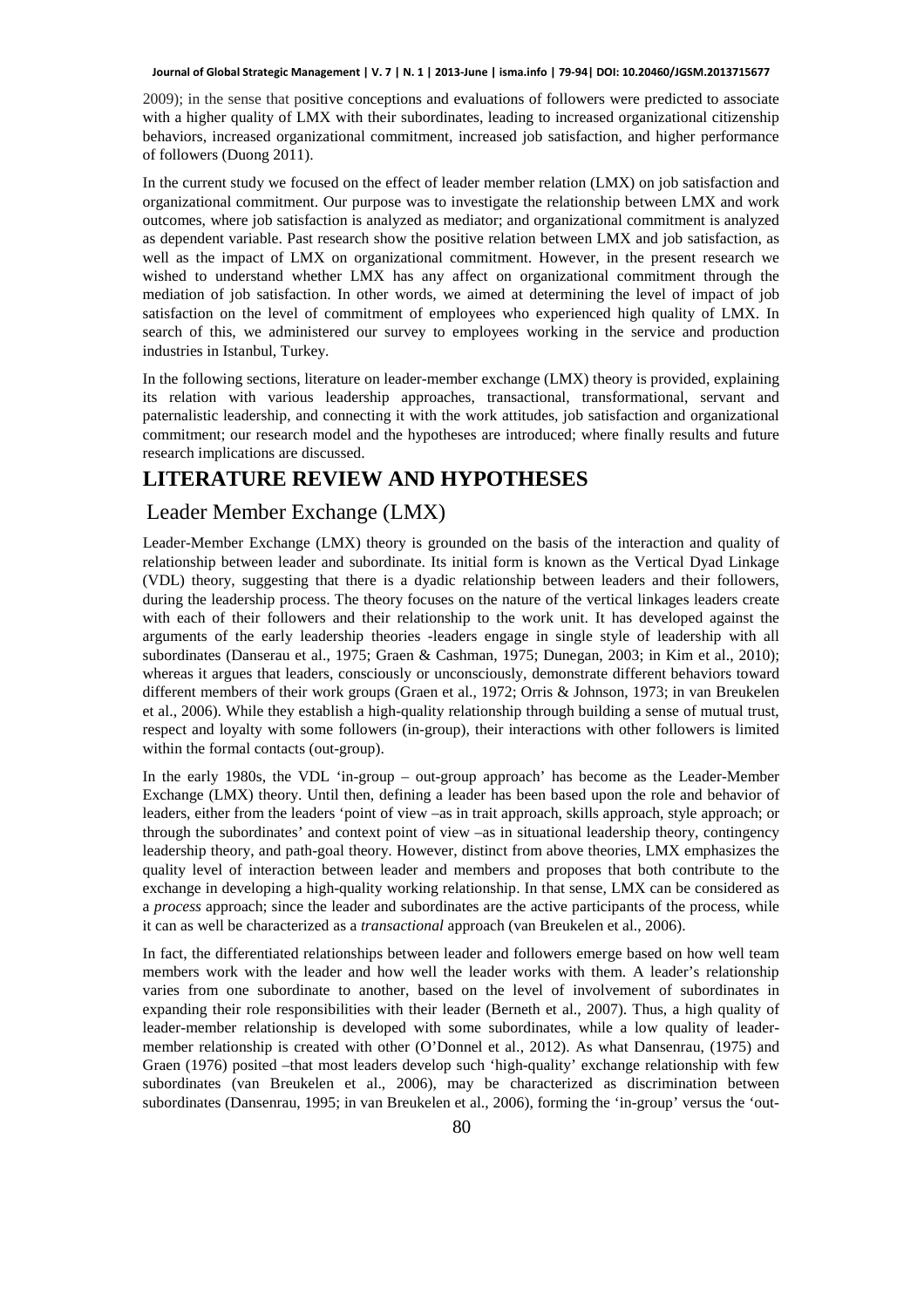2009); in the sense that positive conceptions and evaluations of followers were predicted to associate with a higher quality of LMX with their subordinates, leading to increased organizational citizenship behaviors, increased organizational commitment, increased job satisfaction, and higher performance of followers (Duong 2011).

In the current study we focused on the effect of leader member relation (LMX) on job satisfaction and organizational commitment. Our purpose was to investigate the relationship between LMX and work outcomes, where job satisfaction is analyzed as mediator; and organizational commitment is analyzed as dependent variable. Past research show the positive relation between LMX and job satisfaction, as well as the impact of LMX on organizational commitment. However, in the present research we wished to understand whether LMX has any affect on organizational commitment through the mediation of job satisfaction. In other words, we aimed at determining the level of impact of job satisfaction on the level of commitment of employees who experienced high quality of LMX. In search of this, we administered our survey to employees working in the service and production industries in Istanbul, Turkey.

In the following sections, literature on leader-member exchange (LMX) theory is provided, explaining its relation with various leadership approaches, transactional, transformational, servant and paternalistic leadership, and connecting it with the work attitudes, job satisfaction and organizational commitment; our research model and the hypotheses are introduced; where finally results and future research implications are discussed.

# LITERATURE REVIEW AND HYPOTHESES

## Leader Member Exchange (LMX)

Leader-Member Exchange (LMX) theory is grounded on the basis of the interaction and quality of relationship between leader and subordinate. Its initial form is known as the Vertical Dyad Linkage (VDL) theory, suggesting that there is a dyadic relationship between leaders and their followers, during the leadership process. The theory focuses on the nature of the vertical linkages leaders create with each of their followers and their relationship to the work unit. It has developed against the arguments of the early leadership theories -leaders engage in single style of leadership with all subordinates (Danserau et al., 1975; Graen & Cashman, 1975; Dunegan, 2003; in Kim et al., 2010); whereas it argues that leaders, consciously or unconsciously, demonstrate different behaviors toward different members of their work groups (Graen et al., 1972; Orris & Johnson, 1973; in van Breukelen et al., 2006). While they establish a high-quality relationship through building a sense of mutual trust, respect and loyalty with some followers (in-group), their interactions with other followers is limited within the formal contacts (out-group).

In the early 1980s, the VDL 'in-group – out-group approach' has become as the Leader-Member Exchange (LMX) theory. Until then, defining a leader has been based upon the role and behavior of leaders, either from the leaders 'point of view –as in trait approach, skills approach, style approach; or through the subordinates' and context point of view –as in situational leadership theory, contingency leadership theory, and path-goal theory. However, distinct from above theories, LMX emphasizes the quality level of interaction between leader and members and proposes that both contribute to the exchange in developing a high-quality working relationship. In that sense, LMX can be considered as a *process* approach; since the leader and subordinates are the active participants of the process, while it can as well be characterized as a *transactional* approach (van Breukelen et al., 2006).

In fact, the differentiated relationships between leader and followers emerge based on how well team members work with the leader and how well the leader works with them. A leader's relationship varies from one subordinate to another, based on the level of involvement of subordinates in expanding their role responsibilities with their leader (Berneth et al., 2007). Thus, a high quality of leader-member relationship is developed with some subordinates, while a low quality of leader-member relationship is created with other (O'Donnel et al., 2012). As what Dansenrau, (1975) and Graen (1976) posited –that most leaders develop such 'high-quality' exchange relationship with few subordinates (van Breukelen et al., 2006), may be characterized as discrimination between subordinates (Dansenrau, 1995; in van Breukelen et al., 2006), forming the 'in-group' versus the 'out-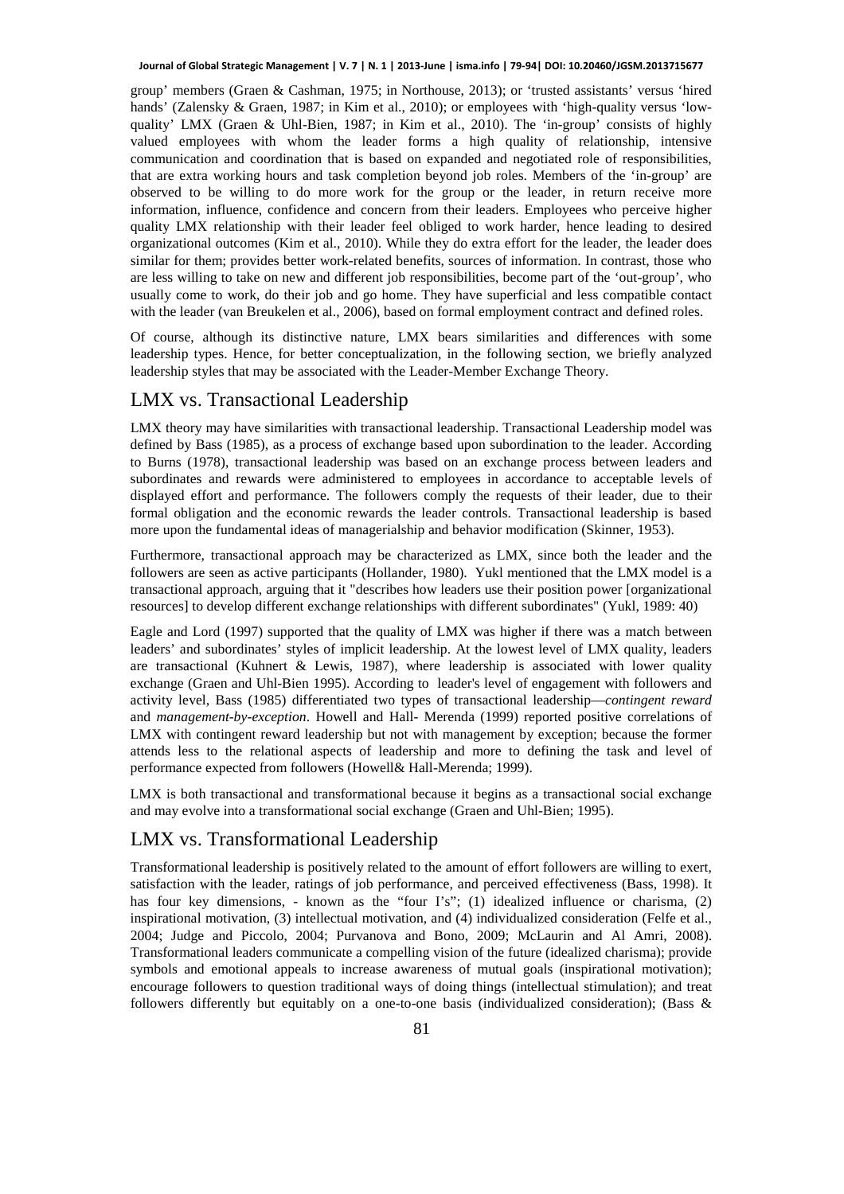group' members (Graen & Cashman, 1975; in Northouse, 2013); or 'trusted assistants' versus 'hired hands' (Zalensky & Graen, 1987; in Kim et al., 2010); or employees with 'high-quality versus 'low-quality' LMX (Graen & Uhl-Bien, 1987; in Kim et al., 2010). The 'in-group' consists of highly valued employees with whom the leader forms a high quality of relationship, intensive communication and coordination that is based on expanded and negotiated role of responsibilities, that are extra working hours and task completion beyond job roles. Members of the 'in-group' are observed to be willing to do more work for the group or the leader, in return receive more information, influence, confidence and concern from their leaders. Employees who perceive higher quality LMX relationship with their leader feel obliged to work harder, hence leading to desired organizational outcomes (Kim et al., 2010). While they do extra effort for the leader, the leader does similar for them; provides better work-related benefits, sources of information. In contrast, those who are less willing to take on new and different job responsibilities, become part of the 'out-group', who usually come to work, do their job and go home. They have superficial and less compatible contact with the leader (van Breukelen et al., 2006), based on formal employment contract and defined roles.

Of course, although its distinctive nature, LMX bears similarities and differences with some leadership types. Hence, for better conceptualization, in the following section, we briefly analyzed leadership styles that may be associated with the Leader-Member Exchange Theory.

## LMX vs. Transactional Leadership

LMX theory may have similarities with transactional leadership. Transactional Leadership model was defined by Bass (1985), as a process of exchange based upon subordination to the leader. According to Burns (1978), transactional leadership was based on an exchange process between leaders and subordinates and rewards were administered to employees in accordance to acceptable levels of displayed effort and performance. The followers comply the requests of their leader, due to their formal obligation and the economic rewards the leader controls. Transactional leadership is based more upon the fundamental ideas of managerialship and behavior modification (Skinner, 1953).

Furthermore, transactional approach may be characterized as LMX, since both the leader and the followers are seen as active participants (Hollander, 1980). Yukl mentioned that the LMX model is a transactional approach, arguing that it "describes how leaders use their position power [organizational resources] to develop different exchange relationships with different subordinates" (Yukl, 1989: 40)

Eagle and Lord (1997) supported that the quality of LMX was higher if there was a match between leaders' and subordinates' styles of implicit leadership. At the lowest level of LMX quality, leaders are transactional (Kuhnert & Lewis, 1987), where leadership is associated with lower quality exchange (Graen and Uhl-Bien 1995). According to leader's level of engagement with followers and activity level, Bass (1985) differentiated two types of transactional leadership—*contingent reward* and *management-by-exception*. Howell and Hall- Merenda (1999) reported positive correlations of LMX with contingent reward leadership but not with management by exception; because the former attends less to the relational aspects of leadership and more to defining the task and level of performance expected from followers (Howell& Hall-Merenda; 1999).

LMX is both transactional and transformational because it begins as a transactional social exchange and may evolve into a transformational social exchange (Graen and Uhl-Bien; 1995).

## LMX vs. Transformational Leadership

Transformational leadership is positively related to the amount of effort followers are willing to exert, satisfaction with the leader, ratings of job performance, and perceived effectiveness (Bass, 1998). It has four key dimensions, - known as the "four I's"; (1) idealized influence or charisma, (2) inspirational motivation, (3) intellectual motivation, and (4) individualized consideration (Felfe et al., 2004; Judge and Piccolo, 2004; Purvanova and Bono, 2009; McLaurin and Al Amri, 2008). Transformational leaders communicate a compelling vision of the future (idealized charisma); provide symbols and emotional appeals to increase awareness of mutual goals (inspirational motivation); encourage followers to question traditional ways of doing things (intellectual stimulation); and treat followers differently but equitably on a one-to-one basis (individualized consideration); (Bass &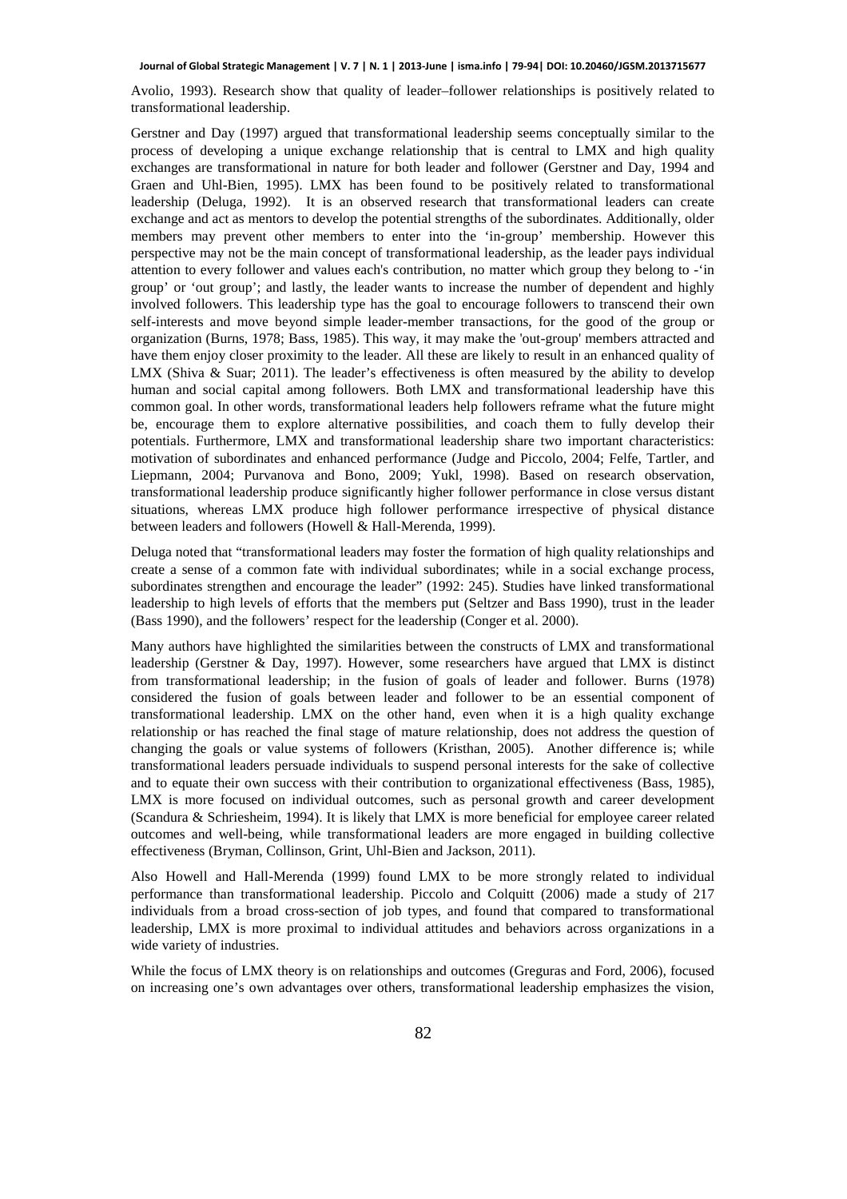Avolio, 1993). Research show that quality of leader–follower relationships is positively related to transformational leadership.

Gerstner and Day (1997) argued that transformational leadership seems conceptually similar to the process of developing a unique exchange relationship that is central to LMX and high quality exchanges are transformational in nature for both leader and follower (Gerstner and Day, 1994 and Graen and Uhl-Bien, 1995). LMX has been found to be positively related to transformational leadership (Deluga, 1992). It is an observed research that transformational leaders can create exchange and act as mentors to develop the potential strengths of the subordinates. Additionally, older members may prevent other members to enter into the 'in-group' membership. However this perspective may not be the main concept of transformational leadership, as the leader pays individual attention to every follower and values each's contribution, no matter which group they belong to -'in group' or 'out group'; and lastly, the leader wants to increase the number of dependent and highly involved followers. This leadership type has the goal to encourage followers to transcend their own self-interests and move beyond simple leader-member transactions, for the good of the group or organization (Burns, 1978; Bass, 1985). This way, it may make the 'out-group' members attracted and have them enjoy closer proximity to the leader. All these are likely to result in an enhanced quality of LMX (Shiva & Suar; 2011). The leader's effectiveness is often measured by the ability to develop human and social capital among followers. Both LMX and transformational leadership have this common goal. In other words, transformational leaders help followers reframe what the future might be, encourage them to explore alternative possibilities, and coach them to fully develop their potentials. Furthermore, LMX and transformational leadership share two important characteristics: motivation of subordinates and enhanced performance (Judge and Piccolo, 2004; Felfe, Tartler, and Liepmann, 2004; Purvanova and Bono, 2009; Yukl, 1998). Based on research observation, transformational leadership produce significantly higher follower performance in close versus distant situations, whereas LMX produce high follower performance irrespective of physical distance between leaders and followers (Howell & Hall-Merenda, 1999).

Deluga noted that "transformational leaders may foster the formation of high quality relationships and create a sense of a common fate with individual subordinates; while in a social exchange process, subordinates strengthen and encourage the leader" (1992: 245). Studies have linked transformational leadership to high levels of efforts that the members put (Seltzer and Bass 1990), trust in the leader (Bass 1990), and the followers' respect for the leadership (Conger et al. 2000).

Many authors have highlighted the similarities between the constructs of LMX and transformational leadership (Gerstner & Day, 1997). However, some researchers have argued that LMX is distinct from transformational leadership; in the fusion of goals of leader and follower. Burns (1978) considered the fusion of goals between leader and follower to be an essential component of transformational leadership. LMX on the other hand, even when it is a high quality exchange relationship or has reached the final stage of mature relationship, does not address the question of changing the goals or value systems of followers (Kristhan, 2005). Another difference is; while transformational leaders persuade individuals to suspend personal interests for the sake of collective and to equate their own success with their contribution to organizational effectiveness (Bass, 1985), LMX is more focused on individual outcomes, such as personal growth and career development (Scandura & Schriesheim, 1994). It is likely that LMX is more beneficial for employee career related outcomes and well-being, while transformational leaders are more engaged in building collective effectiveness (Bryman, Collinson, Grint, Uhl-Bien and Jackson, 2011).

Also Howell and Hall-Merenda (1999) found LMX to be more strongly related to individual performance than transformational leadership. Piccolo and Colquitt (2006) made a study of 217 individuals from a broad cross-section of job types, and found that compared to transformational leadership, LMX is more proximal to individual attitudes and behaviors across organizations in a wide variety of industries.

While the focus of LMX theory is on relationships and outcomes (Greguras and Ford, 2006), focused on increasing one's own advantages over others, transformational leadership emphasizes the vision,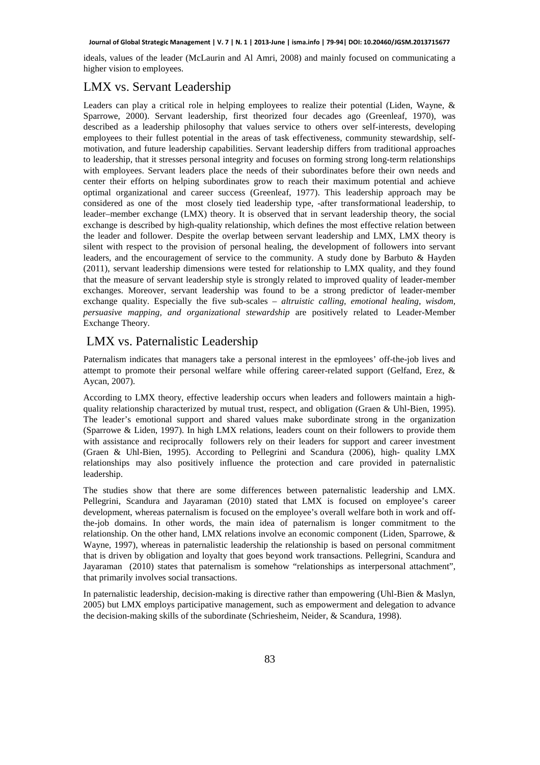ideals, values of the leader (McLaurin and Al Amri, 2008) and mainly focused on communicating a higher vision to employees.

## LMX vs. Servant Leadership

Leaders can play a critical role in helping employees to realize their potential (Liden, Wayne, & Sparrowe, 2000). Servant leadership, first theorized four decades ago (Greenleaf, 1970), was described as a leadership philosophy that values service to others over self-interests, developing employees to their fullest potential in the areas of task effectiveness, community stewardship, self-motivation, and future leadership capabilities. Servant leadership differs from traditional approaches to leadership, that it stresses personal integrity and focuses on forming strong long-term relationships with employees. Servant leaders place the needs of their subordinates before their own needs and center their efforts on helping subordinates grow to reach their maximum potential and achieve optimal organizational and career success (Greenleaf, 1977). This leadership approach may be considered as one of the most closely tied leadership type, -after transformational leadership, to leader–member exchange (LMX) theory. It is observed that in servant leadership theory, the social exchange is described by high-quality relationship, which defines the most effective relation between the leader and follower. Despite the overlap between servant leadership and LMX, LMX theory is silent with respect to the provision of personal healing, the development of followers into servant leaders, and the encouragement of service to the community. A study done by Barbuto & Hayden (2011), servant leadership dimensions were tested for relationship to LMX quality, and they found that the measure of servant leadership style is strongly related to improved quality of leader-member exchanges. Moreover, servant leadership was found to be a strong predictor of leader-member exchange quality. Especially the five sub-scales – *altruistic calling, emotional healing, wisdom, persuasive mapping, and organizational stewardship* are positively related to Leader-Member Exchange Theory.

## LMX vs. Paternalistic Leadership

Paternalism indicates that managers take a personal interest in the epmloyees' off-the-job lives and attempt to promote their personal welfare while offering career-related support (Gelfand, Erez, & Aycan, 2007).

According to LMX theory, effective leadership occurs when leaders and followers maintain a high-quality relationship characterized by mutual trust, respect, and obligation (Graen & Uhl-Bien, 1995). The leader's emotional support and shared values make subordinate strong in the organization (Sparrowe & Liden, 1997). In high LMX relations, leaders count on their followers to provide them with assistance and reciprocally followers rely on their leaders for support and career investment (Graen & Uhl-Bien, 1995). According to Pellegrini and Scandura (2006), high- quality LMX relationships may also positively influence the protection and care provided in paternalistic leadership.

The studies show that there are some differences between paternalistic leadership and LMX. Pellegrini, Scandura and Jayaraman (2010) stated that LMX is focused on employee's career development, whereas paternalism is focused on the employee's overall welfare both in work and off-the-job domains. In other words, the main idea of paternalism is longer commitment to the relationship. On the other hand, LMX relations involve an economic component (Liden, Sparrowe, & Wayne, 1997), whereas in paternalistic leadership the relationship is based on personal commitment that is driven by obligation and loyalty that goes beyond work transactions. Pellegrini, Scandura and Jayaraman (2010) states that paternalism is somehow "relationships as interpersonal attachment", that primarily involves social transactions.

In paternalistic leadership, decision-making is directive rather than empowering (Uhl-Bien & Maslyn, 2005) but LMX employs participative management, such as empowerment and delegation to advance the decision-making skills of the subordinate (Schriesheim, Neider, & Scandura, 1998).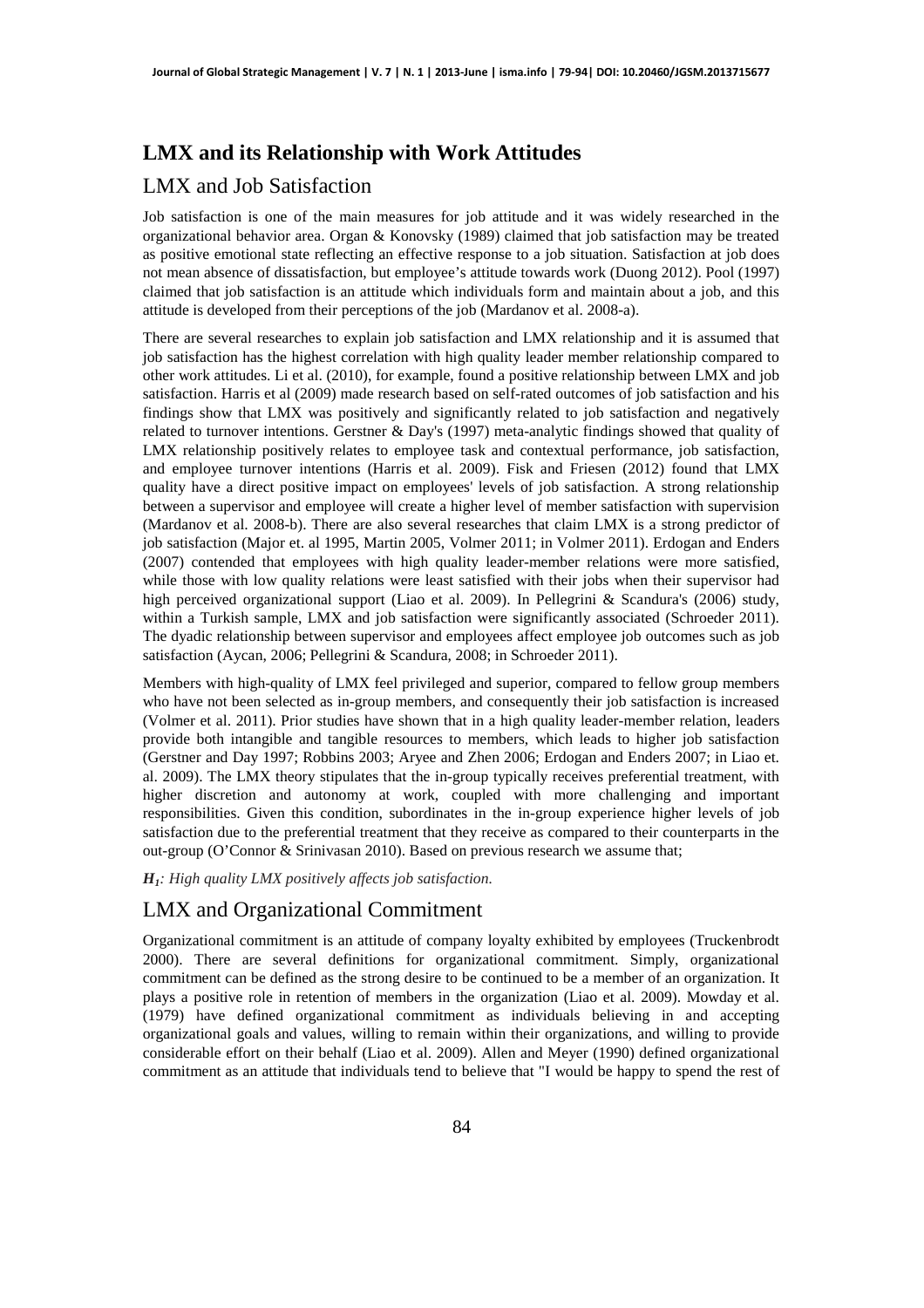## LMX and its Relationship with Work Attitudes

### LMX and Job Satisfaction

Job satisfaction is one of the main measures for job attitude and it was widely researched in the organizational behavior area. Organ & Konovsky (1989) claimed that job satisfaction may be treated as positive emotional state reflecting an effective response to a job situation. Satisfaction at job does not mean absence of dissatisfaction, but employee's attitude towards work (Duong 2012). Pool (1997) claimed that job satisfaction is an attitude which individuals form and maintain about a job, and this attitude is developed from their perceptions of the job (Mardanov et al. 2008-a).

There are several researches to explain job satisfaction and LMX relationship and it is assumed that job satisfaction has the highest correlation with high quality leader member relationship compared to other work attitudes. Li et al. (2010), for example, found a positive relationship between LMX and job satisfaction. Harris et al (2009) made research based on self-rated outcomes of job satisfaction and his findings show that LMX was positively and significantly related to job satisfaction and negatively related to turnover intentions. Gerstner & Day's (1997) meta-analytic findings showed that quality of LMX relationship positively relates to employee task and contextual performance, job satisfaction, and employee turnover intentions (Harris et al. 2009). Fisk and Friesen (2012) found that LMX quality have a direct positive impact on employees' levels of job satisfaction. A strong relationship between a supervisor and employee will create a higher level of member satisfaction with supervision (Mardanov et al. 2008-b). There are also several researches that claim LMX is a strong predictor of job satisfaction (Major et. al 1995, Martin 2005, Volmer 2011; in Volmer 2011). Erdogan and Enders (2007) contended that employees with high quality leader-member relations were more satisfied, while those with low quality relations were least satisfied with their jobs when their supervisor had high perceived organizational support (Liao et al. 2009). In Pellegrini & Scandura's (2006) study, within a Turkish sample, LMX and job satisfaction were significantly associated (Schroeder 2011). The dyadic relationship between supervisor and employees affect employee job outcomes such as job satisfaction (Aycan, 2006; Pellegrini & Scandura, 2008; in Schroeder 2011).

Members with high-quality of LMX feel privileged and superior, compared to fellow group members who have not been selected as in-group members, and consequently their job satisfaction is increased (Volmer et al. 2011). Prior studies have shown that in a high quality leader-member relation, leaders provide both intangible and tangible resources to members, which leads to higher job satisfaction (Gerstner and Day 1997; Robbins 2003; Aryee and Zhen 2006; Erdogan and Enders 2007; in Liao et. al. 2009). The LMX theory stipulates that the in-group typically receives preferential treatment, with higher discretion and autonomy at work, coupled with more challenging and important responsibilities. Given this condition, subordinates in the in-group experience higher levels of job satisfaction due to the preferential treatment that they receive as compared to their counterparts in the out-group (O'Connor & Srinivasan 2010). Based on previous research we assume that;

***H*$_1$*: High quality LMX positively affects job satisfaction.***

### LMX and Organizational Commitment

Organizational commitment is an attitude of company loyalty exhibited by employees (Truckenbrodt 2000). There are several definitions for organizational commitment. Simply, organizational commitment can be defined as the strong desire to be continued to be a member of an organization. It plays a positive role in retention of members in the organization (Liao et al. 2009). Mowday et al. (1979) have defined organizational commitment as individuals believing in and accepting organizational goals and values, willing to remain within their organizations, and willing to provide considerable effort on their behalf (Liao et al. 2009). Allen and Meyer (1990) defined organizational commitment as an attitude that individuals tend to believe that "I would be happy to spend the rest of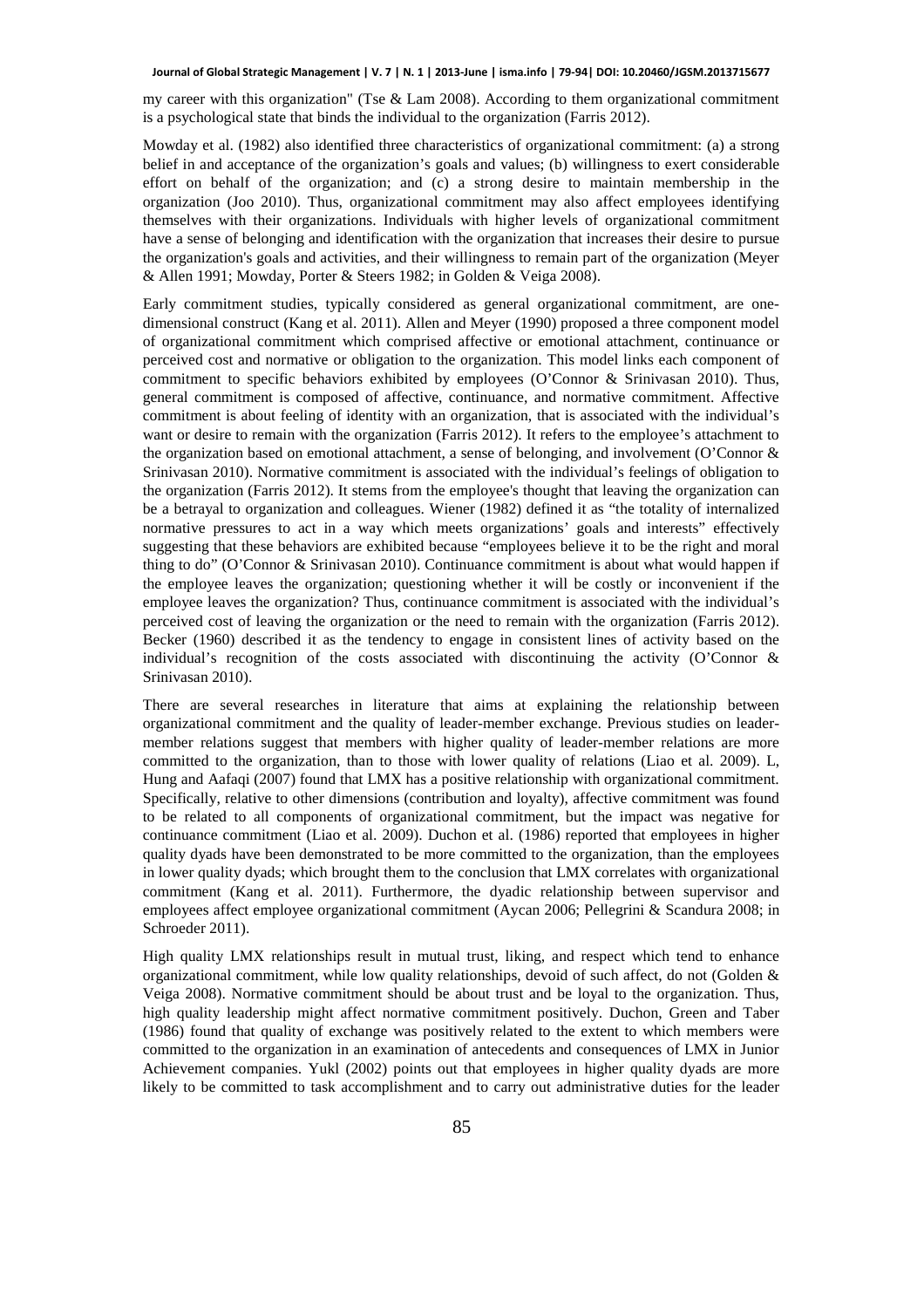my career with this organization" (Tse & Lam 2008). According to them organizational commitment is a psychological state that binds the individual to the organization (Farris 2012).

Mowday et al. (1982) also identified three characteristics of organizational commitment: (a) a strong belief in and acceptance of the organization's goals and values; (b) willingness to exert considerable effort on behalf of the organization; and (c) a strong desire to maintain membership in the organization (Joo 2010). Thus, organizational commitment may also affect employees identifying themselves with their organizations. Individuals with higher levels of organizational commitment have a sense of belonging and identification with the organization that increases their desire to pursue the organization's goals and activities, and their willingness to remain part of the organization (Meyer & Allen 1991; Mowday, Porter & Steers 1982; in Golden & Veiga 2008).

Early commitment studies, typically considered as general organizational commitment, are one-dimensional construct (Kang et al. 2011). Allen and Meyer (1990) proposed a three component model of organizational commitment which comprised affective or emotional attachment, continuance or perceived cost and normative or obligation to the organization. This model links each component of commitment to specific behaviors exhibited by employees (O'Connor & Srinivasan 2010). Thus, general commitment is composed of affective, continuance, and normative commitment. Affective commitment is about feeling of identity with an organization, that is associated with the individual's want or desire to remain with the organization (Farris 2012). It refers to the employee's attachment to the organization based on emotional attachment, a sense of belonging, and involvement (O'Connor & Srinivasan 2010). Normative commitment is associated with the individual's feelings of obligation to the organization (Farris 2012). It stems from the employee's thought that leaving the organization can be a betrayal to organization and colleagues. Wiener (1982) defined it as "the totality of internalized normative pressures to act in a way which meets organizations' goals and interests" effectively suggesting that these behaviors are exhibited because "employees believe it to be the right and moral thing to do" (O'Connor & Srinivasan 2010). Continuance commitment is about what would happen if the employee leaves the organization; questioning whether it will be costly or inconvenient if the employee leaves the organization? Thus, continuance commitment is associated with the individual's perceived cost of leaving the organization or the need to remain with the organization (Farris 2012). Becker (1960) described it as the tendency to engage in consistent lines of activity based on the individual's recognition of the costs associated with discontinuing the activity (O'Connor & Srinivasan 2010).

There are several researches in literature that aims at explaining the relationship between organizational commitment and the quality of leader-member exchange. Previous studies on leader-member relations suggest that members with higher quality of leader-member relations are more committed to the organization, than to those with lower quality of relations (Liao et al. 2009). L, Hung and Aafaqi (2007) found that LMX has a positive relationship with organizational commitment. Specifically, relative to other dimensions (contribution and loyalty), affective commitment was found to be related to all components of organizational commitment, but the impact was negative for continuance commitment (Liao et al. 2009). Duchon et al. (1986) reported that employees in higher quality dyads have been demonstrated to be more committed to the organization, than the employees in lower quality dyads; which brought them to the conclusion that LMX correlates with organizational commitment (Kang et al. 2011). Furthermore, the dyadic relationship between supervisor and employees affect employee organizational commitment (Aycan 2006; Pellegrini & Scandura 2008; in Schroeder 2011).

High quality LMX relationships result in mutual trust, liking, and respect which tend to enhance organizational commitment, while low quality relationships, devoid of such affect, do not (Golden & Veiga 2008). Normative commitment should be about trust and be loyal to the organization. Thus, high quality leadership might affect normative commitment positively. Duchon, Green and Taber (1986) found that quality of exchange was positively related to the extent to which members were committed to the organization in an examination of antecedents and consequences of LMX in Junior Achievement companies. Yukl (2002) points out that employees in higher quality dyads are more likely to be committed to task accomplishment and to carry out administrative duties for the leader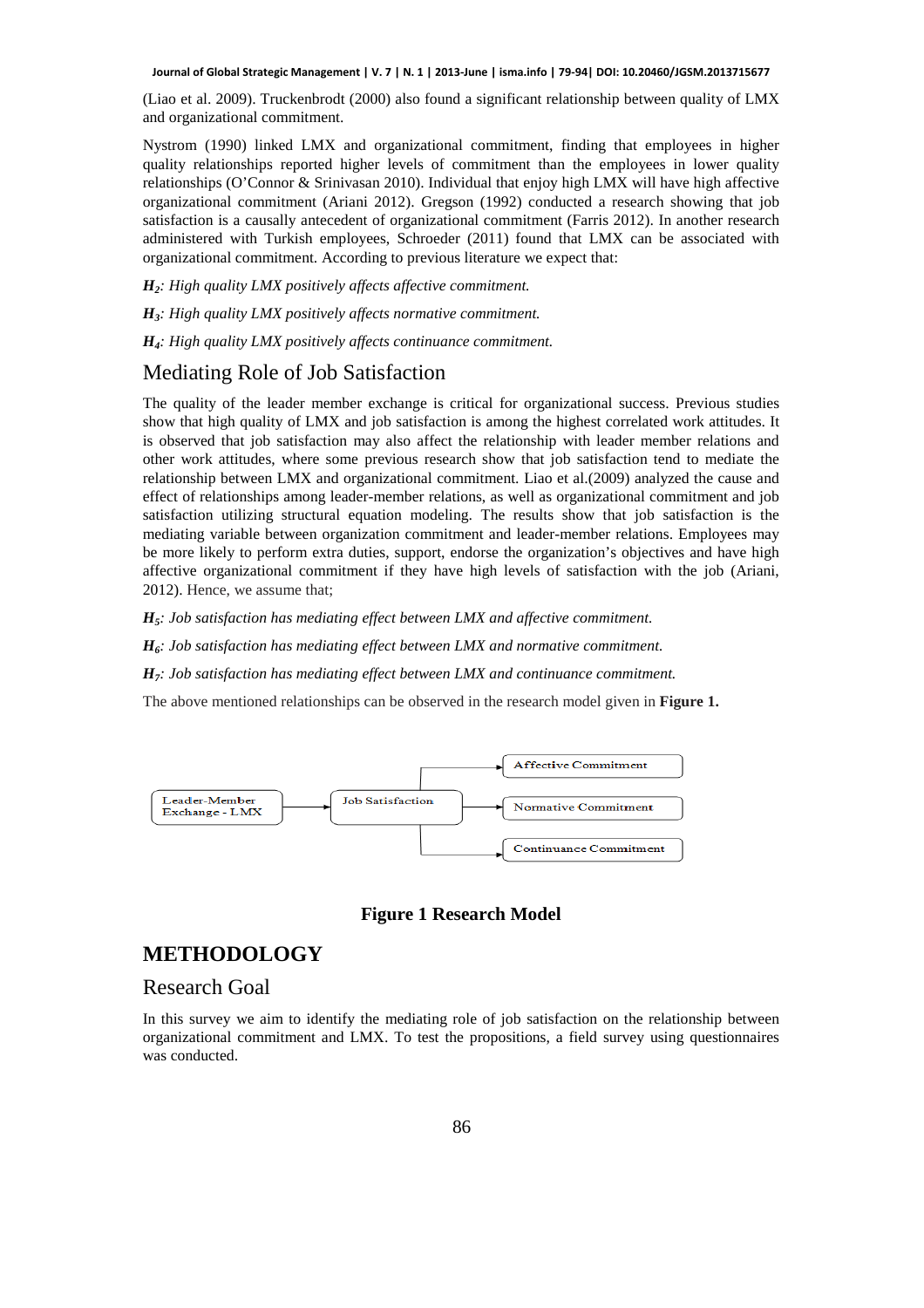(Liao et al. 2009). Truckenbrodt (2000) also found a significant relationship between quality of LMX and organizational commitment.

Nystrom (1990) linked LMX and organizational commitment, finding that employees in higher quality relationships reported higher levels of commitment than the employees in lower quality relationships (O'Connor & Srinivasan 2010). Individual that enjoy high LMX will have high affective organizational commitment (Ariani 2012). Gregson (1992) conducted a research showing that job satisfaction is a causally antecedent of organizational commitment (Farris 2012). In another research administered with Turkish employees, Schroeder (2011) found that LMX can be associated with organizational commitment. According to previous literature we expect that:

***$H_2$**: High quality LMX positively affects affective commitment.*

***$H_3$**: High quality LMX positively affects normative commitment.*

***$H_4$**: High quality LMX positively affects continuance commitment.*

## Mediating Role of Job Satisfaction

The quality of the leader member exchange is critical for organizational success. Previous studies show that high quality of LMX and job satisfaction is among the highest correlated work attitudes. It is observed that job satisfaction may also affect the relationship with leader member relations and other work attitudes, where some previous research show that job satisfaction tend to mediate the relationship between LMX and organizational commitment. Liao et al.(2009) analyzed the cause and effect of relationships among leader-member relations, as well as organizational commitment and job satisfaction utilizing structural equation modeling. The results show that job satisfaction is the mediating variable between organization commitment and leader-member relations. Employees may be more likely to perform extra duties, support, endorse the organization's objectives and have high affective organizational commitment if they have high levels of satisfaction with the job (Ariani, 2012). Hence, we assume that;

***$H_5$**: Job satisfaction has mediating effect between LMX and affective commitment.*

***$H_6$**: Job satisfaction has mediating effect between LMX and normative commitment.*

***$H_7$**: Job satisfaction has mediating effect between LMX and continuance commitment.*

The above mentioned relationships can be observed in the research model given in **Figure 1.**

Leader-Member Exchange - LMX → Job Satisfaction → Affective Commitment; Normative Commitment; Continuance Commitment

**Figure 1 Research Model**

# METHODOLOGY

## Research Goal

In this survey we aim to identify the mediating role of job satisfaction on the relationship between organizational commitment and LMX. To test the propositions, a field survey using questionnaires was conducted.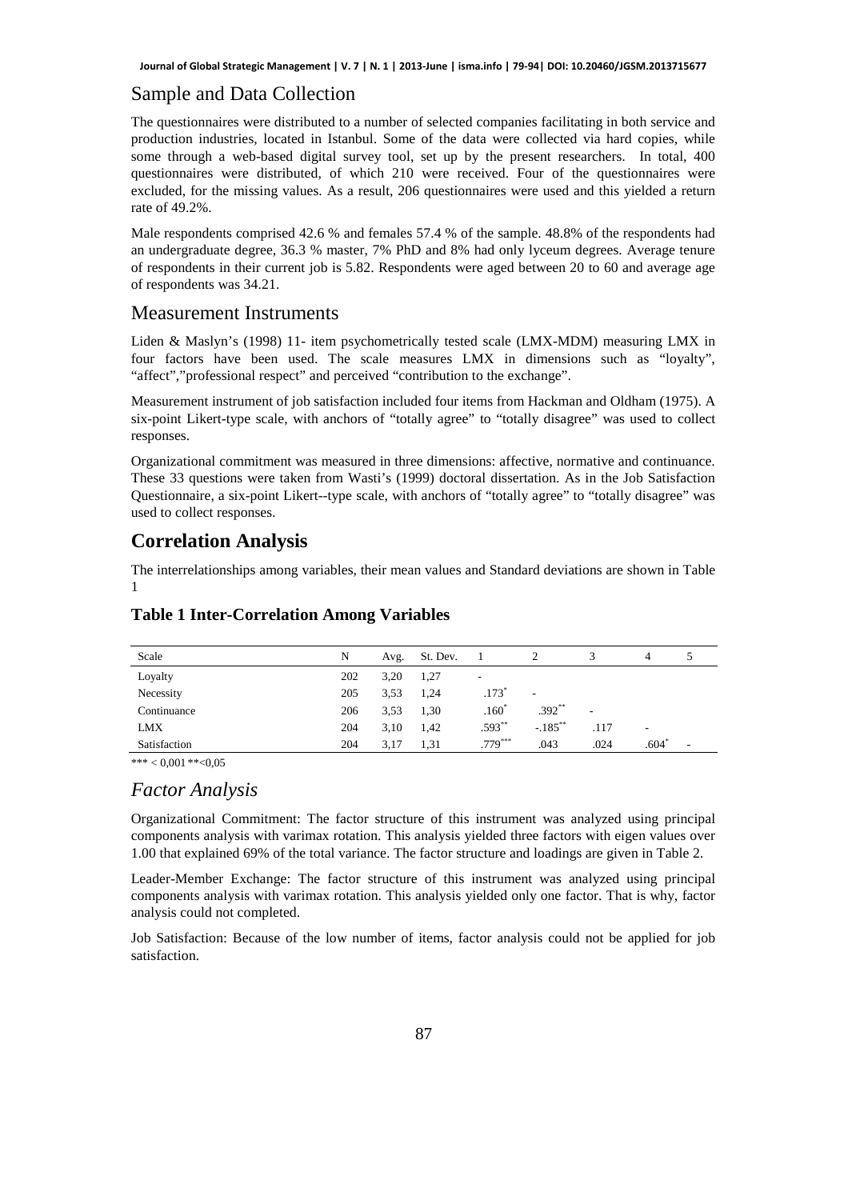## Sample and Data Collection

The questionnaires were distributed to a number of selected companies facilitating in both service and production industries, located in Istanbul. Some of the data were collected via hard copies, while some through a web-based digital survey tool, set up by the present researchers. In total, 400 questionnaires were distributed, of which 210 were received. Four of the questionnaires were excluded, for the missing values. As a result, 206 questionnaires were used and this yielded a return rate of 49.2%.

Male respondents comprised 42.6 % and females 57.4 % of the sample. 48.8% of the respondents had an undergraduate degree, 36.3 % master, 7% PhD and 8% had only lyceum degrees. Average tenure of respondents in their current job is 5.82. Respondents were aged between 20 to 60 and average age of respondents was 34.21.

## Measurement Instruments

Liden & Maslyn's (1998) 11- item psychometrically tested scale (LMX-MDM) measuring LMX in four factors have been used. The scale measures LMX in dimensions such as "loyalty", "affect","professional respect" and perceived "contribution to the exchange".

Measurement instrument of job satisfaction included four items from Hackman and Oldham (1975). A six-point Likert-type scale, with anchors of "totally agree" to "totally disagree" was used to collect responses.

Organizational commitment was measured in three dimensions: affective, normative and continuance. These 33 questions were taken from Wasti's (1999) doctoral dissertation. As in the Job Satisfaction Questionnaire, a six-point Likert--type scale, with anchors of "totally agree" to "totally disagree" was used to collect responses.

## Correlation Analysis

The interrelationships among variables, their mean values and Standard deviations are shown in Table 1

### Table 1 Inter-Correlation Among Variables

| Scale | N | Avg. | St. Dev. | 1 | 2 | 3 | 4 | 5 |
|---|---|---|---|---|---|---|---|---|
| Loyalty | 202 | 3,20 | 1,27 | - | | | | |
| Necessity | 205 | 3,53 | 1,24 | .173* | - | | | |
| Continuance | 206 | 3,53 | 1,30 | .160* | .392** | - | | |
| LMX | 204 | 3,10 | 1,42 | .593** | -.185** | .117 | - | |
| Satisfaction | 204 | 3,17 | 1,31 | .779*** | .043 | .024 | .604* | - |

*** < 0,001 **<0,05

## *Factor Analysis*

Organizational Commitment: The factor structure of this instrument was analyzed using principal components analysis with varimax rotation. This analysis yielded three factors with eigen values over 1.00 that explained 69% of the total variance. The factor structure and loadings are given in Table 2.

Leader-Member Exchange: The factor structure of this instrument was analyzed using principal components analysis with varimax rotation. This analysis yielded only one factor. That is why, factor analysis could not completed.

Job Satisfaction: Because of the low number of items, factor analysis could not be applied for job satisfaction.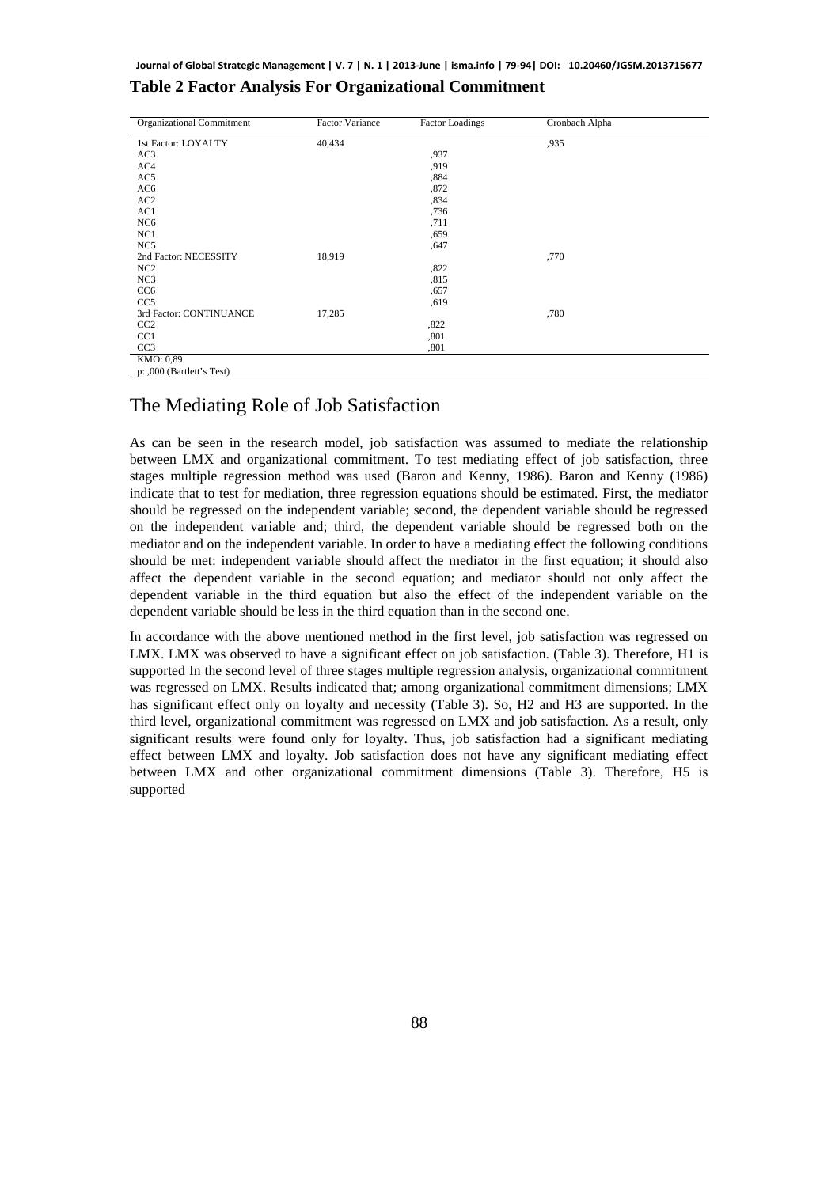**Table 2 Factor Analysis For Organizational Commitment**

| Organizational Commitment | Factor Variance | Factor Loadings | Cronbach Alpha |
|---|---|---|---|
| 1st Factor: LOYALTY | 40,434 | | ,935 |
| AC3 | | ,937 | |
| AC4 | | ,919 | |
| AC5 | | ,884 | |
| AC6 | | ,872 | |
| AC2 | | ,834 | |
| AC1 | | ,736 | |
| NC6 | | ,711 | |
| NC1 | | ,659 | |
| NC5 | | ,647 | |
| 2nd Factor: NECESSITY | 18,919 | | ,770 |
| NC2 | | ,822 | |
| NC3 | | ,815 | |
| CC6 | | ,657 | |
| CC5 | | ,619 | |
| 3rd Factor: CONTINUANCE | 17,285 | | ,780 |
| CC2 | | ,822 | |
| CC1 | | ,801 | |
| CC3 | | ,801 | |
| KMO: 0,89 | | | |
| p: ,000 (Bartlett's Test) | | | |

## The Mediating Role of Job Satisfaction

As can be seen in the research model, job satisfaction was assumed to mediate the relationship between LMX and organizational commitment. To test mediating effect of job satisfaction, three stages multiple regression method was used (Baron and Kenny, 1986). Baron and Kenny (1986) indicate that to test for mediation, three regression equations should be estimated. First, the mediator should be regressed on the independent variable; second, the dependent variable should be regressed on the independent variable and; third, the dependent variable should be regressed both on the mediator and on the independent variable. In order to have a mediating effect the following conditions should be met: independent variable should affect the mediator in the first equation; it should also affect the dependent variable in the second equation; and mediator should not only affect the dependent variable in the third equation but also the effect of the independent variable on the dependent variable should be less in the third equation than in the second one.

In accordance with the above mentioned method in the first level, job satisfaction was regressed on LMX. LMX was observed to have a significant effect on job satisfaction. (Table 3). Therefore, H1 is supported In the second level of three stages multiple regression analysis, organizational commitment was regressed on LMX. Results indicated that; among organizational commitment dimensions; LMX has significant effect only on loyalty and necessity (Table 3). So, H2 and H3 are supported. In the third level, organizational commitment was regressed on LMX and job satisfaction. As a result, only significant results were found only for loyalty. Thus, job satisfaction had a significant mediating effect between LMX and loyalty. Job satisfaction does not have any significant mediating effect between LMX and other organizational commitment dimensions (Table 3). Therefore, H5 is supported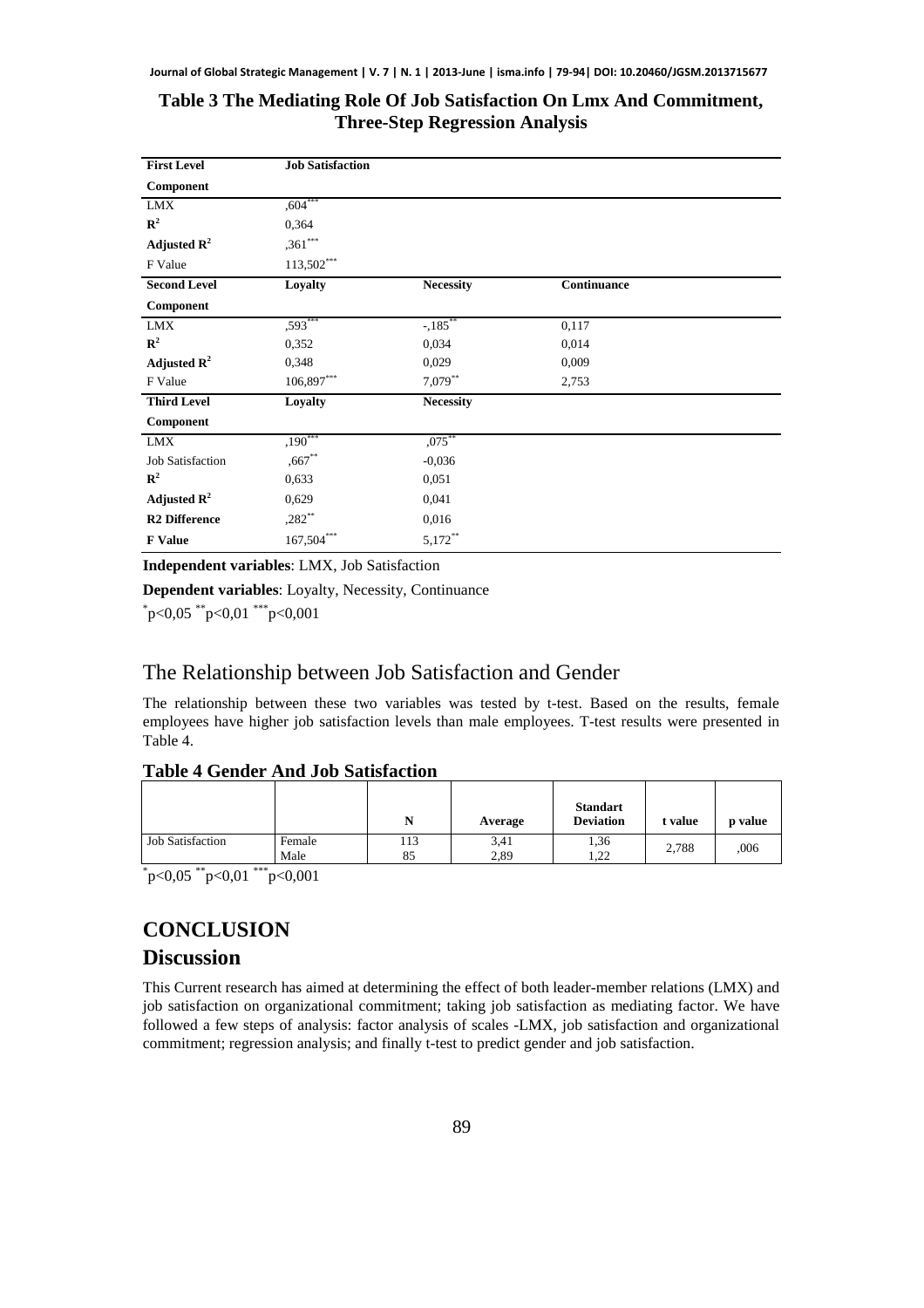**Table 3 The Mediating Role Of Job Satisfaction On Lmx And Commitment, Three-Step Regression Analysis**

| **First Level Component** | **Job Satisfaction** | | |
|---|---|---|---|
| LMX | ,604*** | | |
| $R^2$ | 0,364 | | |
| **Adjusted $R^2$** | ,361*** | | |
| F Value | 113,502*** | | |
| **Second Level Component** | **Loyalty** | **Necessity** | **Continuance** |
| LMX | ,593*** | -,185** | 0,117 |
| $R^2$ | 0,352 | 0,034 | 0,014 |
| **Adjusted $R^2$** | 0,348 | 0,029 | 0,009 |
| F Value | 106,897*** | 7,079** | 2,753 |
| **Third Level Component** | **Loyalty** | **Necessity** | |
| LMX | ,190*** | ,075** | |
| Job Satisfaction | ,667** | -0,036 | |
| $R^2$ | 0,633 | 0,051 | |
| **Adjusted $R^2$** | 0,629 | 0,041 | |
| **R2 Difference** | ,282** | 0,016 | |
| **F Value** | 167,504*** | 5,172** | |

**Independent variables**: LMX, Job Satisfaction

**Dependent variables**: Loyalty, Necessity, Continuance

*p<0,05 **p<0,01 ***p<0,001

## The Relationship between Job Satisfaction and Gender

The relationship between these two variables was tested by t-test. Based on the results, female employees have higher job satisfaction levels than male employees. T-test results were presented in Table 4.

**Table 4 Gender And Job Satisfaction**

| | | **N** | **Average** | **Standart Deviation** | **t value** | **p value** |
|---|---|---|---|---|---|---|
| Job Satisfaction | Female | 113 | 3,41 | 1,36 | 2,788 | ,006 |
| | Male | 85 | 2,89 | 1,22 | | |

*p<0,05 **p<0,01 ***p<0,001

# CONCLUSION

## Discussion

This Current research has aimed at determining the effect of both leader-member relations (LMX) and job satisfaction on organizational commitment; taking job satisfaction as mediating factor. We have followed a few steps of analysis: factor analysis of scales -LMX, job satisfaction and organizational commitment; regression analysis; and finally t-test to predict gender and job satisfaction.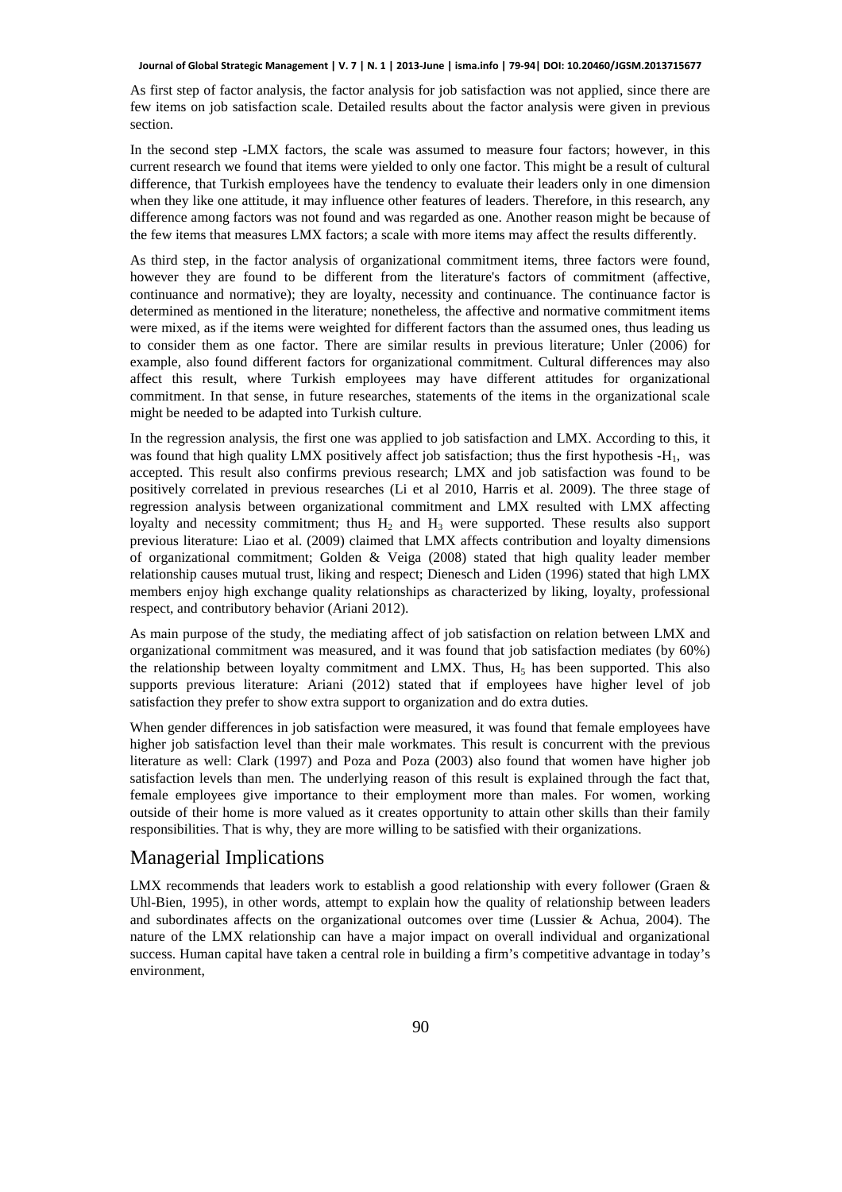As first step of factor analysis, the factor analysis for job satisfaction was not applied, since there are few items on job satisfaction scale. Detailed results about the factor analysis were given in previous section.

In the second step -LMX factors, the scale was assumed to measure four factors; however, in this current research we found that items were yielded to only one factor. This might be a result of cultural difference, that Turkish employees have the tendency to evaluate their leaders only in one dimension when they like one attitude, it may influence other features of leaders. Therefore, in this research, any difference among factors was not found and was regarded as one. Another reason might be because of the few items that measures LMX factors; a scale with more items may affect the results differently.

As third step, in the factor analysis of organizational commitment items, three factors were found, however they are found to be different from the literature's factors of commitment (affective, continuance and normative); they are loyalty, necessity and continuance. The continuance factor is determined as mentioned in the literature; nonetheless, the affective and normative commitment items were mixed, as if the items were weighted for different factors than the assumed ones, thus leading us to consider them as one factor. There are similar results in previous literature; Unler (2006) for example, also found different factors for organizational commitment. Cultural differences may also affect this result, where Turkish employees may have different attitudes for organizational commitment. In that sense, in future researches, statements of the items in the organizational scale might be needed to be adapted into Turkish culture.

In the regression analysis, the first one was applied to job satisfaction and LMX. According to this, it was found that high quality LMX positively affect job satisfaction; thus the first hypothesis -$H_1$, was accepted. This result also confirms previous research; LMX and job satisfaction was found to be positively correlated in previous researches (Li et al 2010, Harris et al. 2009). The three stage of regression analysis between organizational commitment and LMX resulted with LMX affecting loyalty and necessity commitment; thus $H_2$ and $H_3$ were supported. These results also support previous literature: Liao et al. (2009) claimed that LMX affects contribution and loyalty dimensions of organizational commitment; Golden & Veiga (2008) stated that high quality leader member relationship causes mutual trust, liking and respect; Dienesch and Liden (1996) stated that high LMX members enjoy high exchange quality relationships as characterized by liking, loyalty, professional respect, and contributory behavior (Ariani 2012).

As main purpose of the study, the mediating affect of job satisfaction on relation between LMX and organizational commitment was measured, and it was found that job satisfaction mediates (by 60%) the relationship between loyalty commitment and LMX. Thus, $H_5$ has been supported. This also supports previous literature: Ariani (2012) stated that if employees have higher level of job satisfaction they prefer to show extra support to organization and do extra duties.

When gender differences in job satisfaction were measured, it was found that female employees have higher job satisfaction level than their male workmates. This result is concurrent with the previous literature as well: Clark (1997) and Poza and Poza (2003) also found that women have higher job satisfaction levels than men. The underlying reason of this result is explained through the fact that, female employees give importance to their employment more than males. For women, working outside of their home is more valued as it creates opportunity to attain other skills than their family responsibilities. That is why, they are more willing to be satisfied with their organizations.

## Managerial Implications

LMX recommends that leaders work to establish a good relationship with every follower (Graen & Uhl-Bien, 1995), in other words, attempt to explain how the quality of relationship between leaders and subordinates affects on the organizational outcomes over time (Lussier & Achua, 2004). The nature of the LMX relationship can have a major impact on overall individual and organizational success. Human capital have taken a central role in building a firm's competitive advantage in today's environment,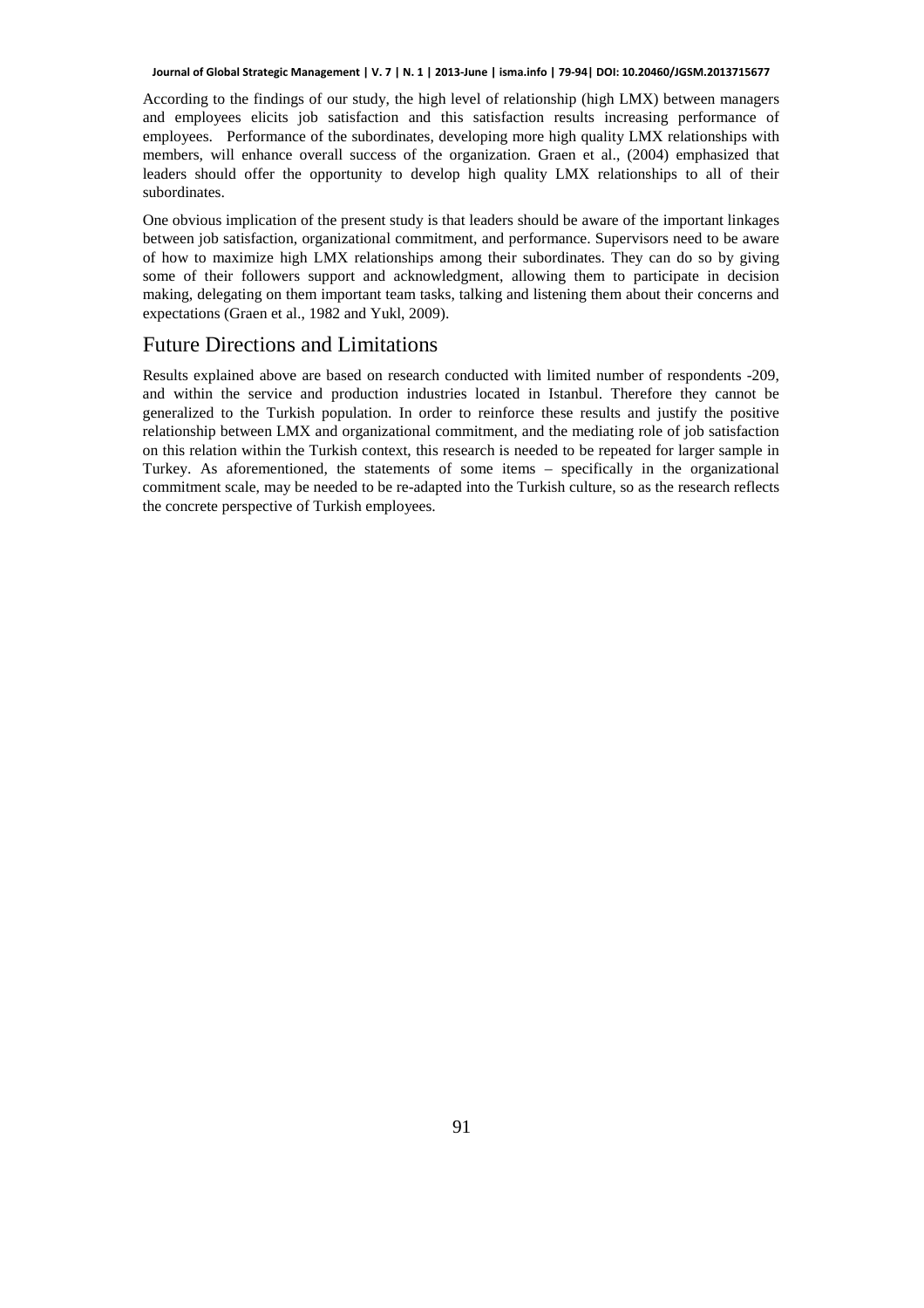According to the findings of our study, the high level of relationship (high LMX) between managers and employees elicits job satisfaction and this satisfaction results increasing performance of employees. Performance of the subordinates, developing more high quality LMX relationships with members, will enhance overall success of the organization. Graen et al., (2004) emphasized that leaders should offer the opportunity to develop high quality LMX relationships to all of their subordinates.

One obvious implication of the present study is that leaders should be aware of the important linkages between job satisfaction, organizational commitment, and performance. Supervisors need to be aware of how to maximize high LMX relationships among their subordinates. They can do so by giving some of their followers support and acknowledgment, allowing them to participate in decision making, delegating on them important team tasks, talking and listening them about their concerns and expectations (Graen et al., 1982 and Yukl, 2009).

## Future Directions and Limitations

Results explained above are based on research conducted with limited number of respondents -209, and within the service and production industries located in Istanbul. Therefore they cannot be generalized to the Turkish population. In order to reinforce these results and justify the positive relationship between LMX and organizational commitment, and the mediating role of job satisfaction on this relation within the Turkish context, this research is needed to be repeated for larger sample in Turkey. As aforementioned, the statements of some items – specifically in the organizational commitment scale, may be needed to be re-adapted into the Turkish culture, so as the research reflects the concrete perspective of Turkish employees.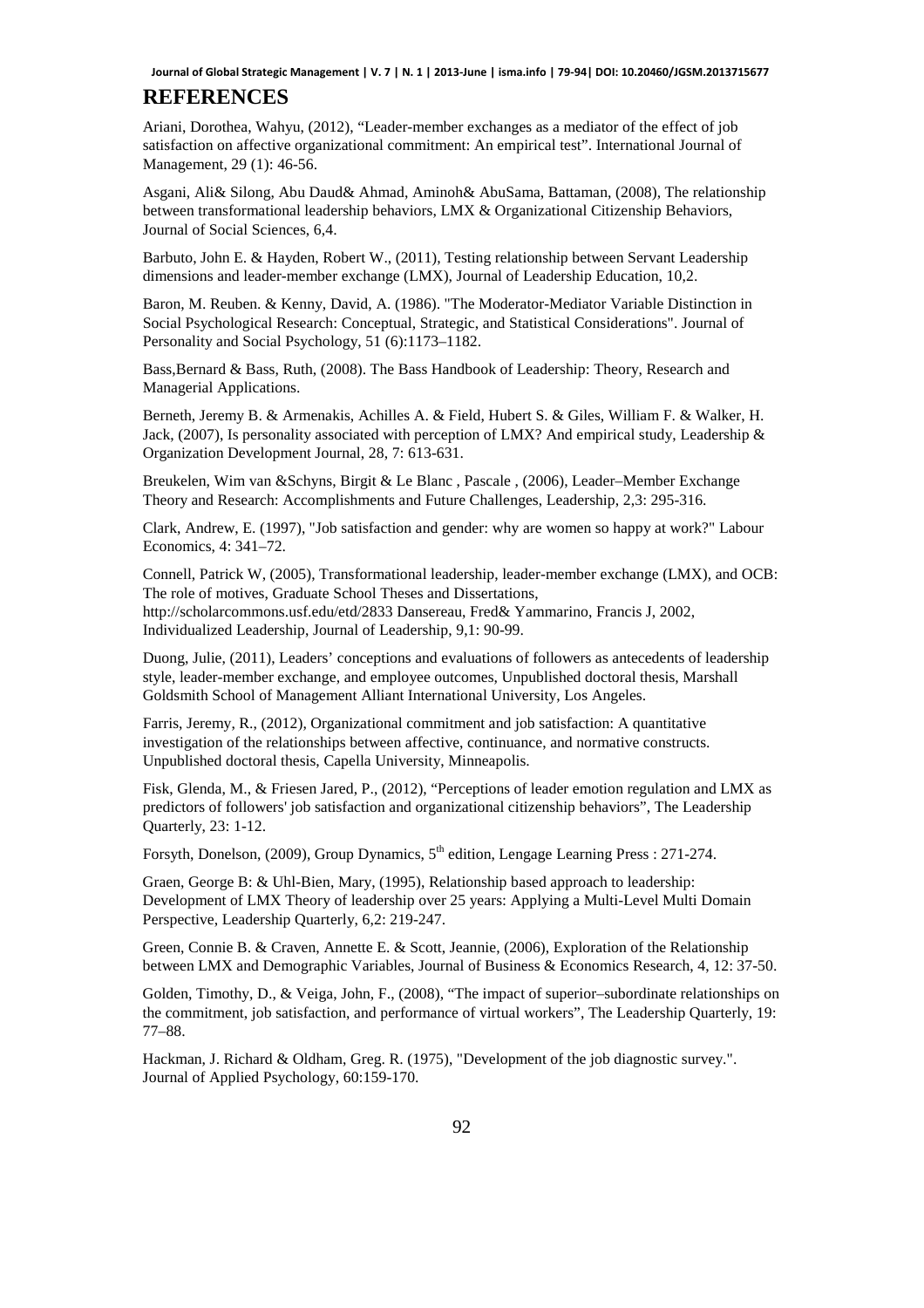## REFERENCES

Ariani, Dorothea, Wahyu, (2012), “Leader-member exchanges as a mediator of the effect of job satisfaction on affective organizational commitment: An empirical test”. International Journal of Management, 29 (1): 46-56.

Asgani, Ali& Silong, Abu Daud& Ahmad, Aminoh& AbuSama, Battaman, (2008), The relationship between transformational leadership behaviors, LMX & Organizational Citizenship Behaviors, Journal of Social Sciences, 6,4.

Barbuto, John E. & Hayden, Robert W., (2011), Testing relationship between Servant Leadership dimensions and leader-member exchange (LMX), Journal of Leadership Education, 10,2.

Baron, M. Reuben. & Kenny, David, A. (1986). "The Moderator-Mediator Variable Distinction in Social Psychological Research: Conceptual, Strategic, and Statistical Considerations". Journal of Personality and Social Psychology, 51 (6):1173–1182.

Bass,Bernard & Bass, Ruth, (2008). The Bass Handbook of Leadership: Theory, Research and Managerial Applications.

Berneth, Jeremy B. & Armenakis, Achilles A. & Field, Hubert S. & Giles, William F. & Walker, H. Jack, (2007), Is personality associated with perception of LMX? And empirical study, Leadership & Organization Development Journal, 28, 7: 613-631.

Breukelen, Wim van &Schyns, Birgit & Le Blanc , Pascale , (2006), Leader–Member Exchange Theory and Research: Accomplishments and Future Challenges, Leadership, 2,3: 295-316.

Clark, Andrew, E. (1997), "Job satisfaction and gender: why are women so happy at work?" Labour Economics, 4: 341–72.

Connell, Patrick W, (2005), Transformational leadership, leader-member exchange (LMX), and OCB: The role of motives, Graduate School Theses and Dissertations, http://scholarcommons.usf.edu/etd/2833 Dansereau, Fred& Yammarino, Francis J, 2002, Individualized Leadership, Journal of Leadership, 9,1: 90-99.

Duong, Julie, (2011), Leaders' conceptions and evaluations of followers as antecedents of leadership style, leader-member exchange, and employee outcomes, Unpublished doctoral thesis, Marshall Goldsmith School of Management Alliant International University, Los Angeles.

Farris, Jeremy, R., (2012), Organizational commitment and job satisfaction: A quantitative investigation of the relationships between affective, continuance, and normative constructs. Unpublished doctoral thesis, Capella University, Minneapolis.

Fisk, Glenda, M., & Friesen Jared, P., (2012), “Perceptions of leader emotion regulation and LMX as predictors of followers' job satisfaction and organizational citizenship behaviors”, The Leadership Quarterly, 23: 1-12.

Forsyth, Donelson, (2009), Group Dynamics, 5th edition, Lengage Learning Press : 271-274.

Graen, George B: & Uhl-Bien, Mary, (1995), Relationship based approach to leadership: Development of LMX Theory of leadership over 25 years: Applying a Multi-Level Multi Domain Perspective, Leadership Quarterly, 6,2: 219-247.

Green, Connie B. & Craven, Annette E. & Scott, Jeannie, (2006), Exploration of the Relationship between LMX and Demographic Variables, Journal of Business & Economics Research, 4, 12: 37-50.

Golden, Timothy, D., & Veiga, John, F., (2008), “The impact of superior–subordinate relationships on the commitment, job satisfaction, and performance of virtual workers”, The Leadership Quarterly, 19: 77–88.

Hackman, J. Richard & Oldham, Greg. R. (1975), "Development of the job diagnostic survey.". Journal of Applied Psychology, 60:159-170.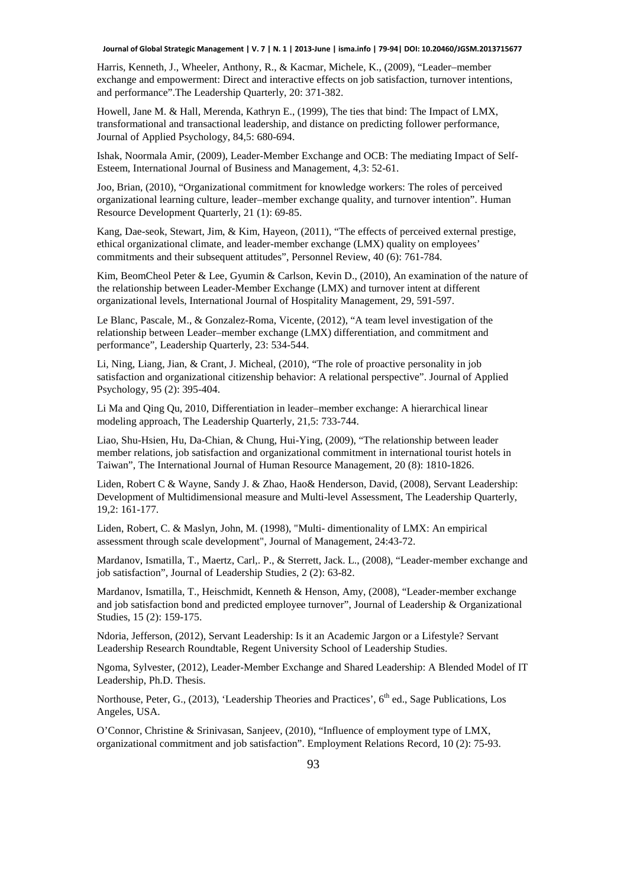Harris, Kenneth, J., Wheeler, Anthony, R., & Kacmar, Michele, K., (2009), "Leader–member exchange and empowerment: Direct and interactive effects on job satisfaction, turnover intentions, and performance".The Leadership Quarterly, 20: 371-382.

Howell, Jane M. & Hall, Merenda, Kathryn E., (1999), The ties that bind: The Impact of LMX, transformational and transactional leadership, and distance on predicting follower performance, Journal of Applied Psychology, 84,5: 680-694.

Ishak, Noormala Amir, (2009), Leader-Member Exchange and OCB: The mediating Impact of Self-Esteem, International Journal of Business and Management, 4,3: 52-61.

Joo, Brian, (2010), "Organizational commitment for knowledge workers: The roles of perceived organizational learning culture, leader–member exchange quality, and turnover intention". Human Resource Development Quarterly, 21 (1): 69-85.

Kang, Dae-seok, Stewart, Jim, & Kim, Hayeon, (2011), "The effects of perceived external prestige, ethical organizational climate, and leader-member exchange (LMX) quality on employees' commitments and their subsequent attitudes", Personnel Review, 40 (6): 761-784.

Kim, BeomCheol Peter & Lee, Gyumin & Carlson, Kevin D., (2010), An examination of the nature of the relationship between Leader-Member Exchange (LMX) and turnover intent at different organizational levels, International Journal of Hospitality Management, 29, 591-597.

Le Blanc, Pascale, M., & Gonzalez-Roma, Vicente, (2012), "A team level investigation of the relationship between Leader–member exchange (LMX) differentiation, and commitment and performance", Leadership Quarterly, 23: 534-544.

Li, Ning, Liang, Jian, & Crant, J. Micheal, (2010), "The role of proactive personality in job satisfaction and organizational citizenship behavior: A relational perspective". Journal of Applied Psychology, 95 (2): 395-404.

Li Ma and Qing Qu, 2010, Differentiation in leader–member exchange: A hierarchical linear modeling approach, The Leadership Quarterly, 21,5: 733-744.

Liao, Shu-Hsien, Hu, Da-Chian, & Chung, Hui-Ying, (2009), "The relationship between leader member relations, job satisfaction and organizational commitment in international tourist hotels in Taiwan", The International Journal of Human Resource Management, 20 (8): 1810-1826.

Liden, Robert C & Wayne, Sandy J. & Zhao, Hao& Henderson, David, (2008), Servant Leadership: Development of Multidimensional measure and Multi-level Assessment, The Leadership Quarterly, 19,2: 161-177.

Liden, Robert, C. & Maslyn, John, M. (1998), "Multi- dimentionality of LMX: An empirical assessment through scale development", Journal of Management, 24:43-72.

Mardanov, Ismatilla, T., Maertz, Carl,. P., & Sterrett, Jack. L., (2008), "Leader-member exchange and job satisfaction", Journal of Leadership Studies, 2 (2): 63-82.

Mardanov, Ismatilla, T., Heischmidt, Kenneth & Henson, Amy, (2008), "Leader-member exchange and job satisfaction bond and predicted employee turnover", Journal of Leadership & Organizational Studies, 15 (2): 159-175.

Ndoria, Jefferson, (2012), Servant Leadership: Is it an Academic Jargon or a Lifestyle? Servant Leadership Research Roundtable, Regent University School of Leadership Studies.

Ngoma, Sylvester, (2012), Leader-Member Exchange and Shared Leadership: A Blended Model of IT Leadership, Ph.D. Thesis.

Northouse, Peter, G., (2013), 'Leadership Theories and Practices', 6th ed., Sage Publications, Los Angeles, USA.

O'Connor, Christine & Srinivasan, Sanjeev, (2010), "Influence of employment type of LMX, organizational commitment and job satisfaction". Employment Relations Record, 10 (2): 75-93.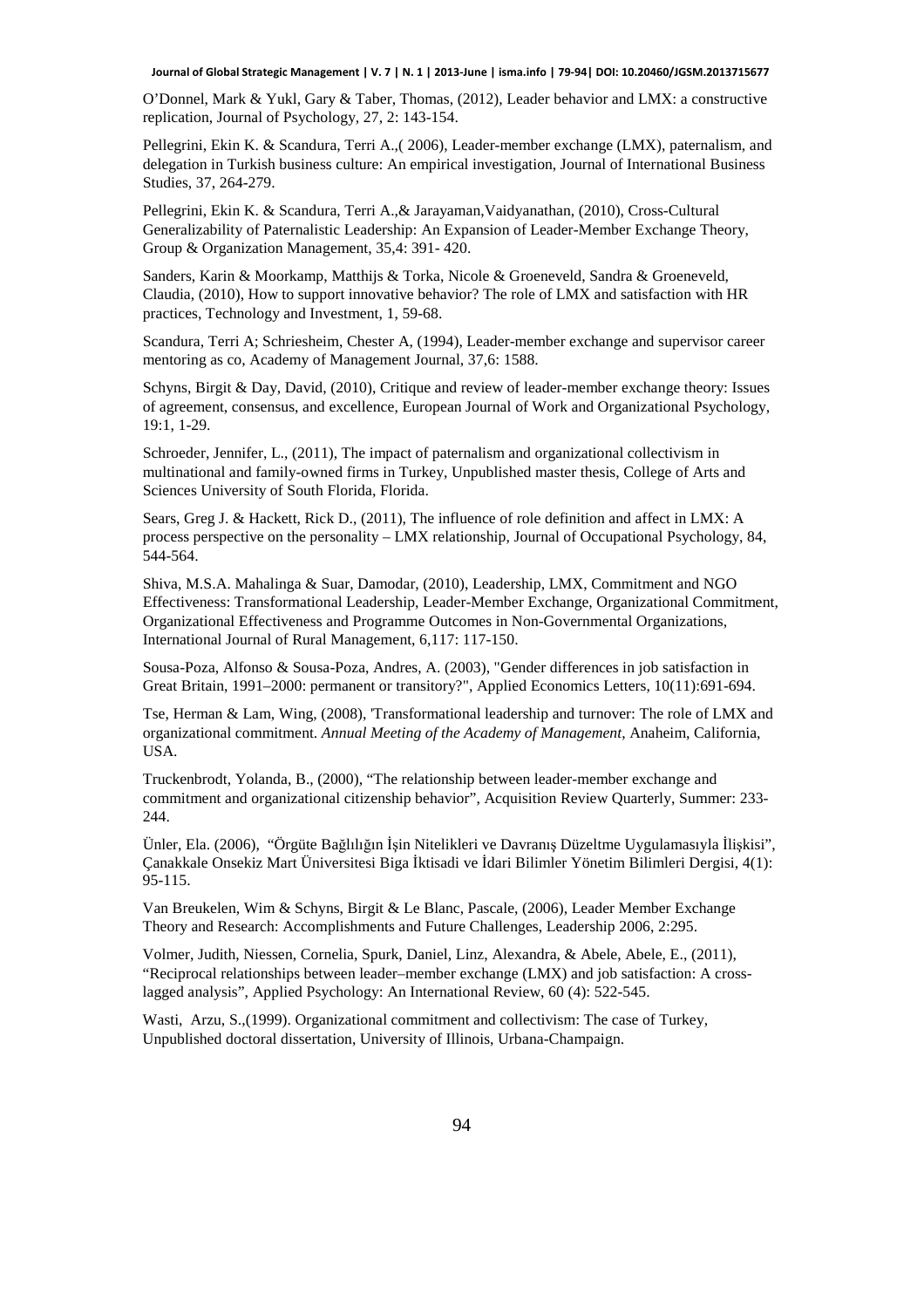O'Donnel, Mark & Yukl, Gary & Taber, Thomas, (2012), Leader behavior and LMX: a constructive replication, Journal of Psychology, 27, 2: 143-154.

Pellegrini, Ekin K. & Scandura, Terri A.,( 2006), Leader-member exchange (LMX), paternalism, and delegation in Turkish business culture: An empirical investigation, Journal of International Business Studies, 37, 264-279.

Pellegrini, Ekin K. & Scandura, Terri A.,& Jarayaman,Vaidyanathan, (2010), Cross-Cultural Generalizability of Paternalistic Leadership: An Expansion of Leader-Member Exchange Theory, Group & Organization Management, 35,4: 391- 420.

Sanders, Karin & Moorkamp, Matthijs & Torka, Nicole & Groeneveld, Sandra & Groeneveld, Claudia, (2010), How to support innovative behavior? The role of LMX and satisfaction with HR practices, Technology and Investment, 1, 59-68.

Scandura, Terri A; Schriesheim, Chester A, (1994), Leader-member exchange and supervisor career mentoring as co, Academy of Management Journal, 37,6: 1588.

Schyns, Birgit & Day, David, (2010), Critique and review of leader-member exchange theory: Issues of agreement, consensus, and excellence, European Journal of Work and Organizational Psychology, 19:1, 1-29.

Schroeder, Jennifer, L., (2011), The impact of paternalism and organizational collectivism in multinational and family-owned firms in Turkey, Unpublished master thesis, College of Arts and Sciences University of South Florida, Florida.

Sears, Greg J. & Hackett, Rick D., (2011), The influence of role definition and affect in LMX: A process perspective on the personality – LMX relationship, Journal of Occupational Psychology, 84, 544-564.

Shiva, M.S.A. Mahalinga & Suar, Damodar, (2010), Leadership, LMX, Commitment and NGO Effectiveness: Transformational Leadership, Leader-Member Exchange, Organizational Commitment, Organizational Effectiveness and Programme Outcomes in Non-Governmental Organizations, International Journal of Rural Management, 6,117: 117-150.

Sousa-Poza, Alfonso & Sousa-Poza, Andres, A. (2003), "Gender differences in job satisfaction in Great Britain, 1991–2000: permanent or transitory?", Applied Economics Letters, 10(11):691-694.

Tse, Herman & Lam, Wing, (2008), 'Transformational leadership and turnover: The role of LMX and organizational commitment. *Annual Meeting of the Academy of Management*, Anaheim, California, USA.

Truckenbrodt, Yolanda, B., (2000), "The relationship between leader-member exchange and commitment and organizational citizenship behavior", Acquisition Review Quarterly, Summer: 233-244.

Ünler, Ela. (2006), "Örgüte Bağlılığın İşin Nitelikleri ve Davranış Düzeltme Uygulamasıyla İlişkisi", Çanakkale Onsekiz Mart Üniversitesi Biga İktisadi ve İdari Bilimler Yönetim Bilimleri Dergisi, 4(1): 95-115.

Van Breukelen, Wim & Schyns, Birgit & Le Blanc, Pascale, (2006), Leader Member Exchange Theory and Research: Accomplishments and Future Challenges, Leadership 2006, 2:295.

Volmer, Judith, Niessen, Cornelia, Spurk, Daniel, Linz, Alexandra, & Abele, Abele, E., (2011), "Reciprocal relationships between leader–member exchange (LMX) and job satisfaction: A cross-lagged analysis", Applied Psychology: An International Review, 60 (4): 522-545.

Wasti, Arzu, S.,(1999). Organizational commitment and collectivism: The case of Turkey, Unpublished doctoral dissertation, University of Illinois, Urbana-Champaign.